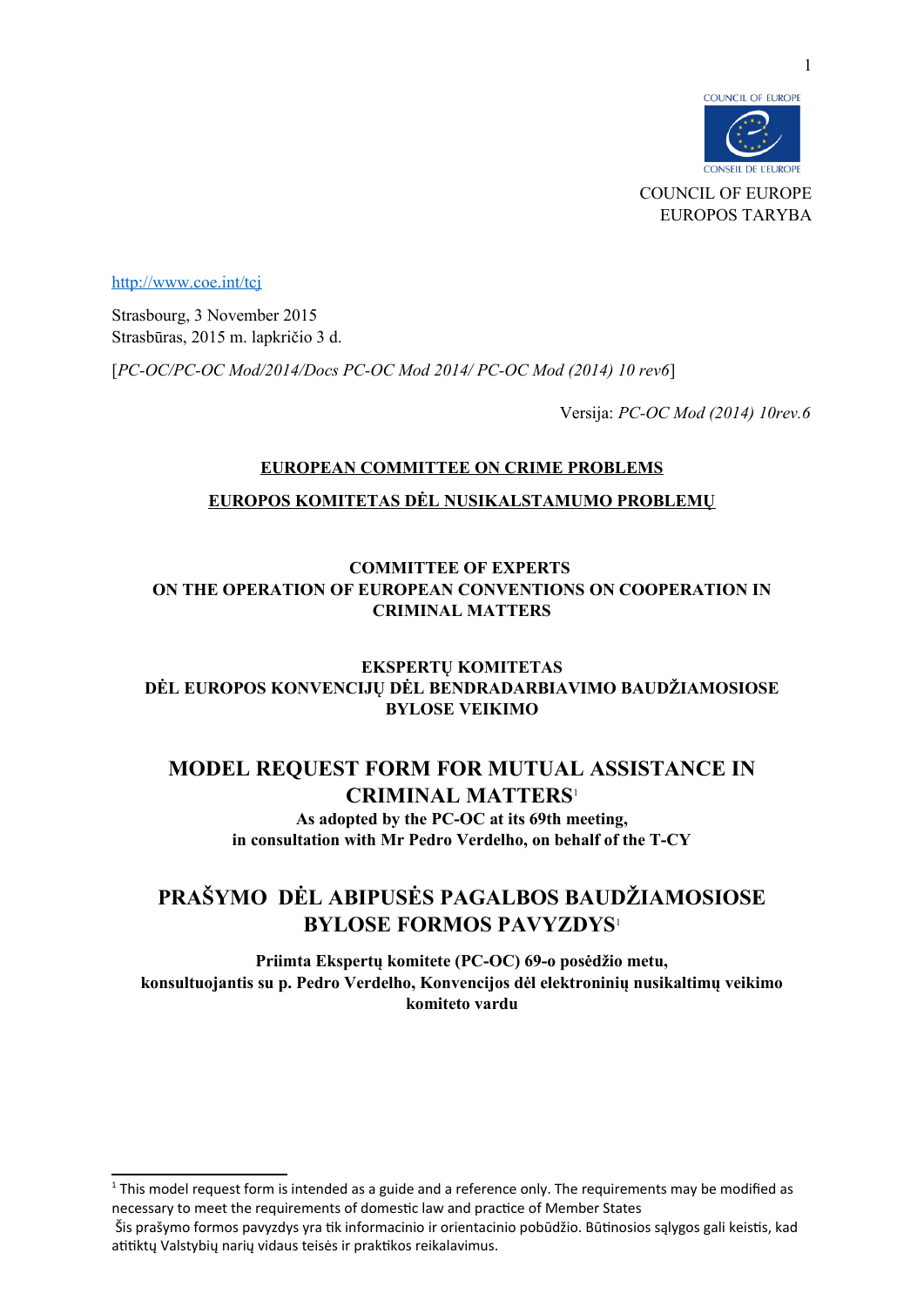COUNCIL OF EUROPE
EUROPOS TARYBA

http://www.coe.int/tcj

Strasbourg, 3 November 2015
Strasbūras, 2015 m. lapkričio 3 d.

[*PC-OC/PC-OC Mod/2014/Docs PC-OC Mod 2014/ PC-OC Mod (2014) 10 rev6*]

Versija: *PC-OC Mod (2014) 10rev.6*

**EUROPEAN COMMITTEE ON CRIME PROBLEMS**

**EUROPOS KOMITETAS DĖL NUSIKALSTAMUMO PROBLEMŲ**

**COMMITTEE OF EXPERTS ON THE OPERATION OF EUROPEAN CONVENTIONS ON COOPERATION IN CRIMINAL MATTERS**

**EKSPERTŲ KOMITETAS DĖL EUROPOS KONVENCIJŲ DĖL BENDRADARBIAVIMO BAUDŽIAMOSIOSE BYLOSE VEIKIMO**

# MODEL REQUEST FORM FOR MUTUAL ASSISTANCE IN CRIMINAL MATTERS[1]

**As adopted by the PC-OC at its 69th meeting, in consultation with Mr Pedro Verdelho, on behalf of the T-CY**

# PRAŠYMO DĖL ABIPUSĖS PAGALBOS BAUDŽIAMOSIOSE BYLOSE FORMOS PAVYZDYS[1]

**Priimta Ekspertų komitete (PC-OC) 69-o posėdžio metu, konsultuojantis su p. Pedro Verdelho, Konvencijos dėl elektroninių nusikaltimų veikimo komiteto vardu**

---

[1] This model request form is intended as a guide and a reference only. The requirements may be modified as necessary to meet the requirements of domestic law and practice of Member States

Šis prašymo formos pavyzdys yra tik informacinio ir orientacinio pobūdžio. Būtinosios sąlygos gali keistis, kad atitiktų Valstybių narių vidaus teisės ir praktikos reikalavimus.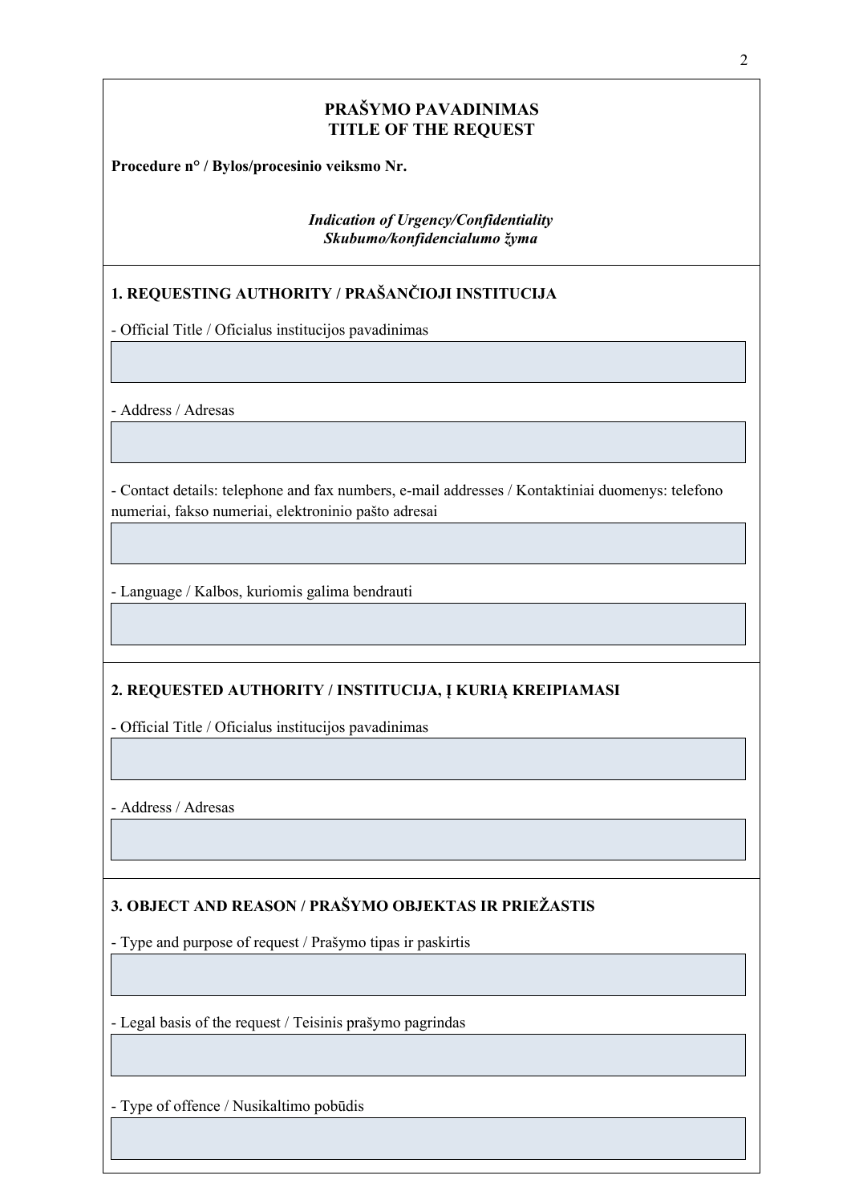## PRAŠYMO PAVADINIMAS
## TITLE OF THE REQUEST

**Procedure n° / Bylos/procesinio veiksmo Nr.**

***Indication of Urgency/Confidentiality***
***Skubumo/konfidencialumo žyma***

### 1. REQUESTING AUTHORITY / PRAŠANČIOJI INSTITUCIJA

- Official Title / Oficialus institucijos pavadinimas

- Address / Adresas

- Contact details: telephone and fax numbers, e-mail addresses / Kontaktiniai duomenys: telefono numeriai, fakso numeriai, elektroninio pašto adresai

- Language / Kalbos, kuriomis galima bendrauti

### 2. REQUESTED AUTHORITY / INSTITUCIJA, Į KURIĄ KREIPIAMASI

- Official Title / Oficialus institucijos pavadinimas

- Address / Adresas

### 3. OBJECT AND REASON / PRAŠYMO OBJEKTAS IR PRIEŽASTIS

- Type and purpose of request / Prašymo tipas ir paskirtis

- Legal basis of the request / Teisinis prašymo pagrindas

- Type of offence / Nusikaltimo pobūdis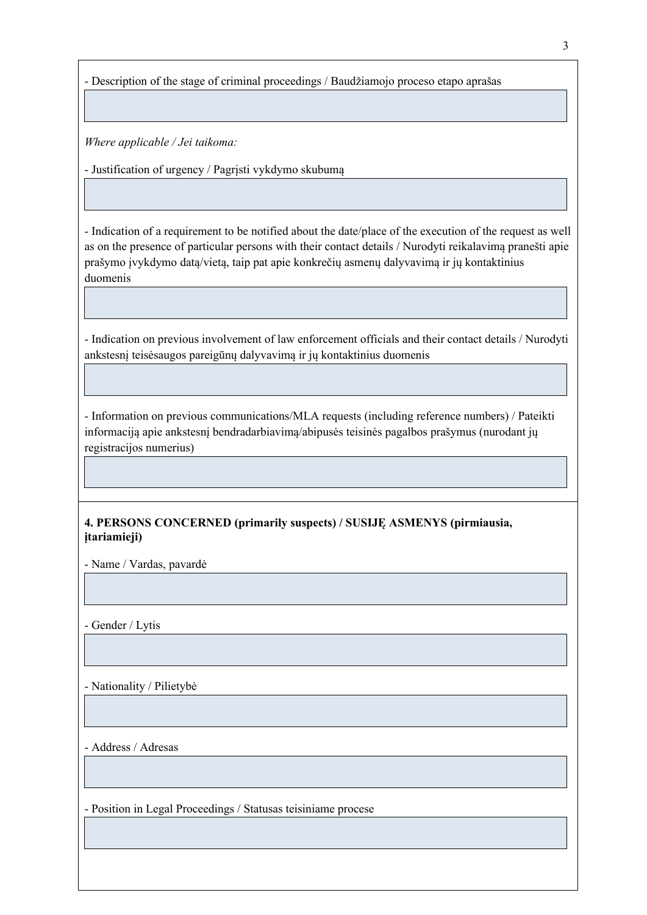- Description of the stage of criminal proceedings / Baudžiamojo proceso etapo aprašas

*Where applicable / Jei taikoma:*

- Justification of urgency / Pagrįsti vykdymo skubumą

- Indication of a requirement to be notified about the date/place of the execution of the request as well as on the presence of particular persons with their contact details / Nurodyti reikalavimą pranešti apie prašymo įvykdymo datą/vietą, taip pat apie konkrečių asmenų dalyvavimą ir jų kontaktinius duomenis

- Indication on previous involvement of law enforcement officials and their contact details / Nurodyti ankstesnį teisėsaugos pareigūnų dalyvavimą ir jų kontaktinius duomenis

- Information on previous communications/MLA requests (including reference numbers) / Pateikti informaciją apie ankstesnį bendradarbiavimą/abipusės teisinės pagalbos prašymus (nurodant jų registracijos numerius)

**4. PERSONS CONCERNED (primarily suspects) / SUSIJĘ ASMENYS (pirmiausia, įtariamieji)**

- Name / Vardas, pavardė

- Gender / Lytis

- Nationality / Pilietybė

- Address / Adresas

- Position in Legal Proceedings / Statusas teisiniame procese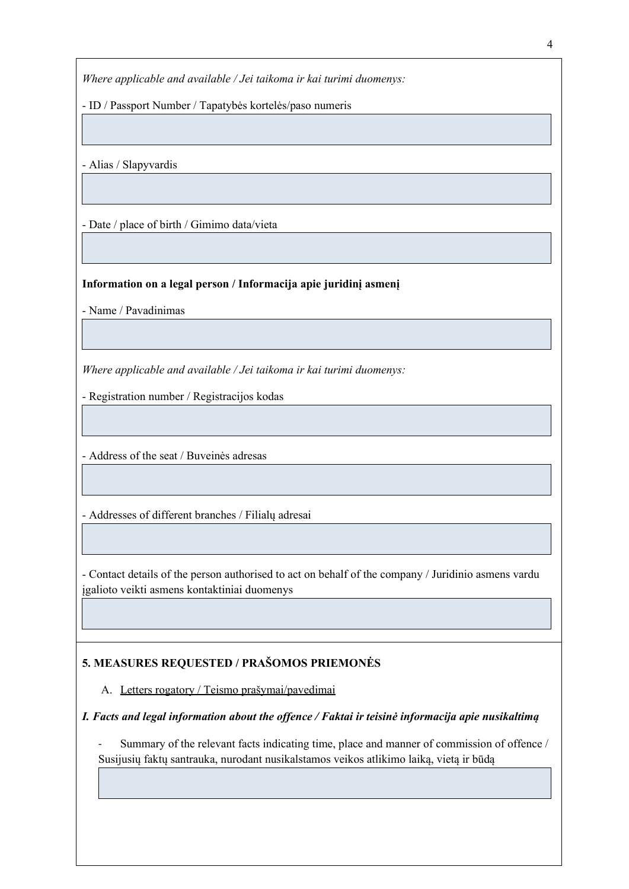*Where applicable and available / Jei taikoma ir kai turimi duomenys:*

- ID / Passport Number / Tapatybės kortelės/paso numeris

- Alias / Slapyvardis

- Date / place of birth / Gimimo data/vieta

**Information on a legal person / Informacija apie juridinį asmenį**

- Name / Pavadinimas

*Where applicable and available / Jei taikoma ir kai turimi duomenys:*

- Registration number / Registracijos kodas

- Address of the seat / Buveinės adresas

- Addresses of different branches / Filialų adresai

- Contact details of the person authorised to act on behalf of the company / Juridinio asmens vardu įgalioto veikti asmens kontaktiniai duomenys

## 5. MEASURES REQUESTED / PRAŠOMOS PRIEMONĖS

A. Letters rogatory / Teismo prašymai/pavedimai

***I. Facts and legal information about the offence / Faktai ir teisinė informacija apie nusikaltimą***

- Summary of the relevant facts indicating time, place and manner of commission of offence / Susijusių faktų santrauka, nurodant nusikalstamos veikos atlikimo laiką, vietą ir būdą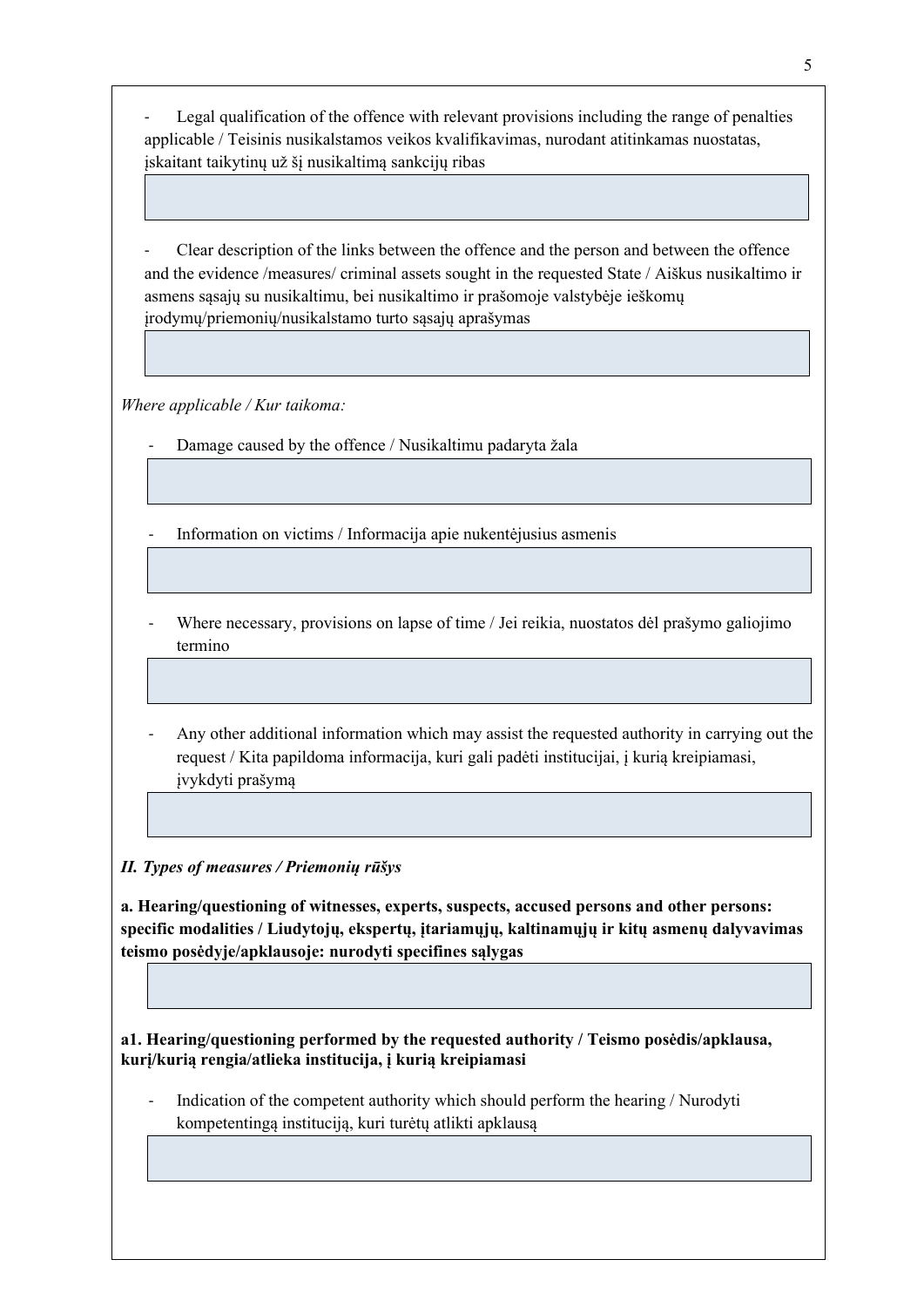- Legal qualification of the offence with relevant provisions including the range of penalties applicable / Teisinis nusikalstamos veikos kvalifikavimas, nurodant atitinkamas nuostatas, įskaitant taikytinų už šį nusikaltimą sankcijų ribas

- Clear description of the links between the offence and the person and between the offence and the evidence /measures/ criminal assets sought in the requested State / Aiškus nusikaltimo ir asmens sąsajų su nusikaltimu, bei nusikaltimo ir prašomoje valstybėje ieškomų įrodymų/priemonių/nusikalstamo turto sąsajų aprašymas

*Where applicable / Kur taikoma:*

- Damage caused by the offence / Nusikaltimu padaryta žala

- Information on victims / Informacija apie nukentėjusius asmenis

- Where necessary, provisions on lapse of time / Jei reikia, nuostatos dėl prašymo galiojimo termino

- Any other additional information which may assist the requested authority in carrying out the request / Kita papildoma informacija, kuri gali padėti institucijai, į kurią kreipiamasi, įvykdyti prašymą

***II. Types of measures / Priemonių rūšys***

**a. Hearing/questioning of witnesses, experts, suspects, accused persons and other persons: specific modalities / Liudytojų, ekspertų, įtariamųjų, kaltinamųjų ir kitų asmenų dalyvavimas teismo posėdyje/apklausoje: nurodyti specifines sąlygas**

**a1. Hearing/questioning performed by the requested authority / Teismo posėdis/apklausa, kurį/kurią rengia/atlieka institucija, į kurią kreipiamasi**

- Indication of the competent authority which should perform the hearing / Nurodyti kompetentingą instituciją, kuri turėtų atlikti apklausą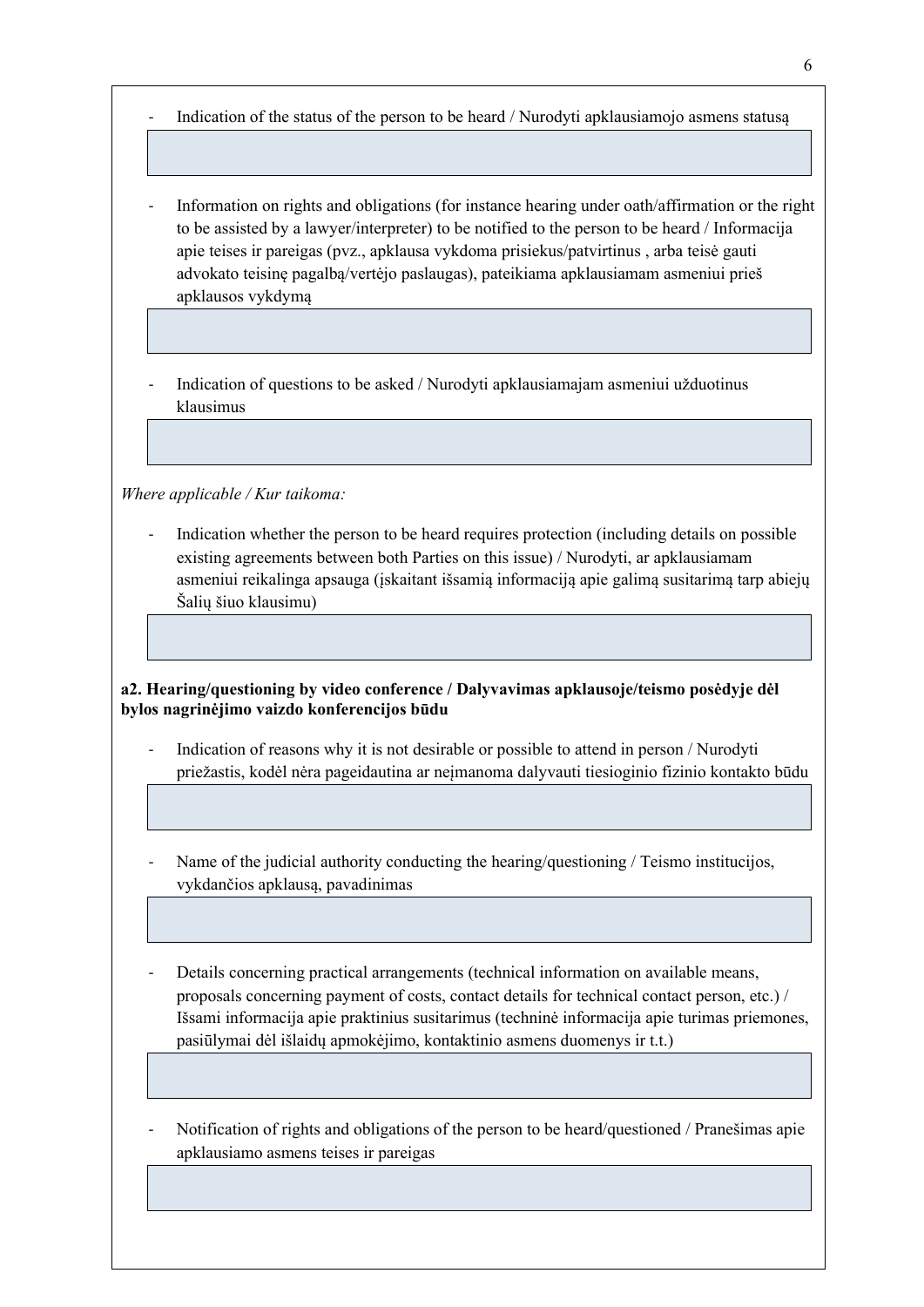- Indication of the status of the person to be heard / Nurodyti apklausiamojo asmens statusą

- Information on rights and obligations (for instance hearing under oath/affirmation or the right to be assisted by a lawyer/interpreter) to be notified to the person to be heard / Informacija apie teises ir pareigas (pvz., apklausa vykdoma prisiekus/patvirtinus , arba teisė gauti advokato teisinę pagalbą/vertėjo paslaugas), pateikiama apklausiamam asmeniui prieš apklausos vykdymą

- Indication of questions to be asked / Nurodyti apklausiamajam asmeniui užduotinus klausimus

*Where applicable / Kur taikoma:*

- Indication whether the person to be heard requires protection (including details on possible existing agreements between both Parties on this issue) / Nurodyti, ar apklausiamam asmeniui reikalinga apsauga (įskaitant išsamią informaciją apie galimą susitarimą tarp abiejų Šalių šiuo klausimu)

**a2. Hearing/questioning by video conference / Dalyvavimas apklausoje/teismo posėdyje dėl bylos nagrinėjimo vaizdo konferencijos būdu**

- Indication of reasons why it is not desirable or possible to attend in person / Nurodyti priežastis, kodėl nėra pageidautina ar neįmanoma dalyvauti tiesioginio fizinio kontakto būdu

- Name of the judicial authority conducting the hearing/questioning / Teismo institucijos, vykdančios apklausą, pavadinimas

- Details concerning practical arrangements (technical information on available means, proposals concerning payment of costs, contact details for technical contact person, etc.) / Išsami informacija apie praktinius susitarimus (techninė informacija apie turimas priemones, pasiūlymai dėl išlaidų apmokėjimo, kontaktinio asmens duomenys ir t.t.)

- Notification of rights and obligations of the person to be heard/questioned / Pranešimas apie apklausiamo asmens teises ir pareigas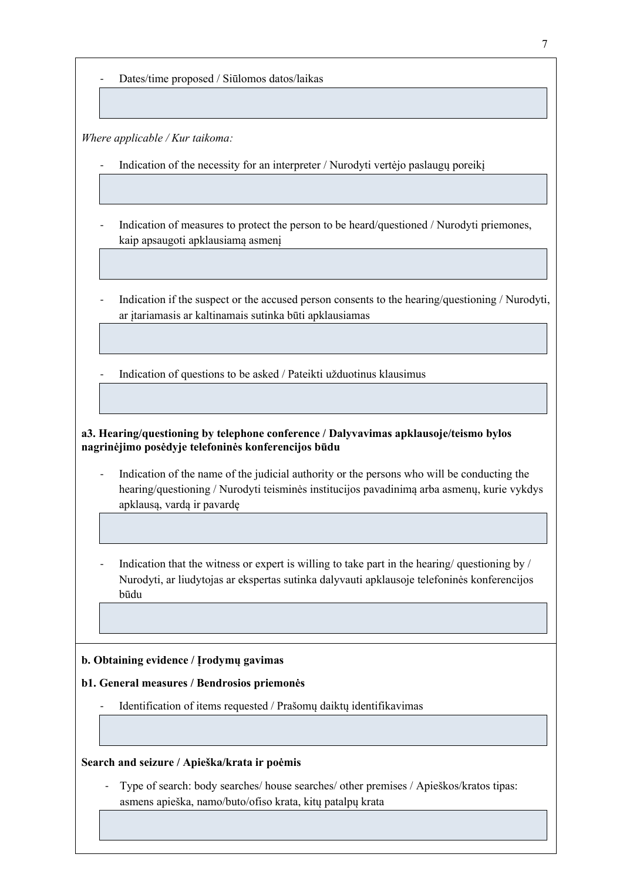- Dates/time proposed / Siūlomos datos/laikas

*Where applicable / Kur taikoma:*

- Indication of the necessity for an interpreter / Nurodyti vertėjo paslaugų poreikį

- Indication of measures to protect the person to be heard/questioned / Nurodyti priemones, kaip apsaugoti apklausiamą asmenį

- Indication if the suspect or the accused person consents to the hearing/questioning / Nurodyti, ar įtariamasis ar kaltinamais sutinka būti apklausiamas

- Indication of questions to be asked / Pateikti užduotinus klausimus

**a3. Hearing/questioning by telephone conference / Dalyvavimas apklausoje/teismo bylos nagrinėjimo posėdyje telefoninės konferencijos būdu**

- Indication of the name of the judicial authority or the persons who will be conducting the hearing/questioning / Nurodyti teisminės institucijos pavadinimą arba asmenų, kurie vykdys apklausą, vardą ir pavardę

- Indication that the witness or expert is willing to take part in the hearing/ questioning by / Nurodyti, ar liudytojas ar ekspertas sutinka dalyvauti apklausoje telefoninės konferencijos būdu

**b. Obtaining evidence / Įrodymų gavimas**

**b1. General measures / Bendrosios priemonės**

- Identification of items requested / Prašomų daiktų identifikavimas

**Search and seizure / Apieška/krata ir poėmis**

- Type of search: body searches/ house searches/ other premises / Apieškos/kratos tipas: asmens apieška, namo/buto/ofiso krata, kitų patalpų krata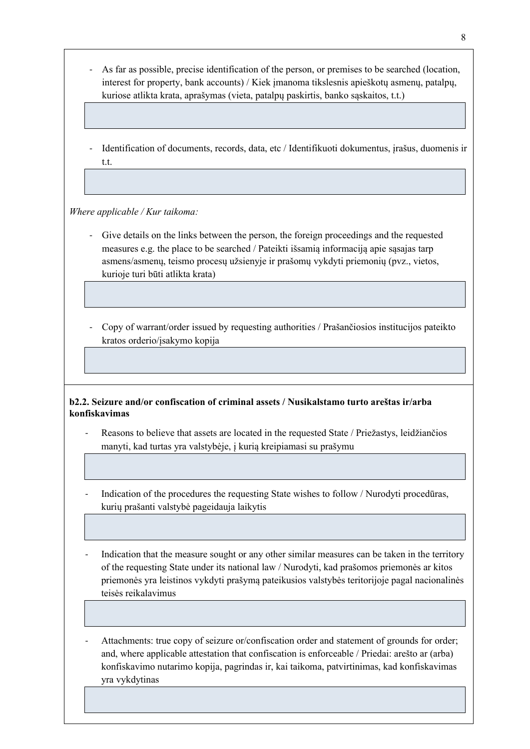- As far as possible, precise identification of the person, or premises to be searched (location, interest for property, bank accounts) / Kiek įmanoma tikslesnis apieškotų asmenų, patalpų, kuriose atlikta krata, aprašymas (vieta, patalpų paskirtis, banko sąskaitos, t.t.)

- Identification of documents, records, data, etc / Identifikuoti dokumentus, įrašus, duomenis ir t.t.

*Where applicable / Kur taikoma:*

- Give details on the links between the person, the foreign proceedings and the requested measures e.g. the place to be searched / Pateikti išsamią informaciją apie sąsajas tarp asmens/asmenų, teismo procesų užsienyje ir prašomų vykdyti priemonių (pvz., vietos, kurioje turi būti atlikta krata)

- Copy of warrant/order issued by requesting authorities / Prašančiosios institucijos pateikto kratos orderio/įsakymo kopija

**b2.2. Seizure and/or confiscation of criminal assets / Nusikalstamo turto areštas ir/arba konfiskavimas**

- Reasons to believe that assets are located in the requested State / Priežastys, leidžiančios manyti, kad turtas yra valstybėje, į kurią kreipiamasi su prašymu

- Indication of the procedures the requesting State wishes to follow / Nurodyti procedūras, kurių prašanti valstybė pageidauja laikytis

- Indication that the measure sought or any other similar measures can be taken in the territory of the requesting State under its national law / Nurodyti, kad prašomos priemonės ar kitos priemonės yra leistinos vykdyti prašymą pateikusios valstybės teritorijoje pagal nacionalinės teisės reikalavimus

- Attachments: true copy of seizure or/confiscation order and statement of grounds for order; and, where applicable attestation that confiscation is enforceable / Priedai: arešto ar (arba) konfiskavimo nutarimo kopija, pagrindas ir, kai taikoma, patvirtinimas, kad konfiskavimas yra vykdytinas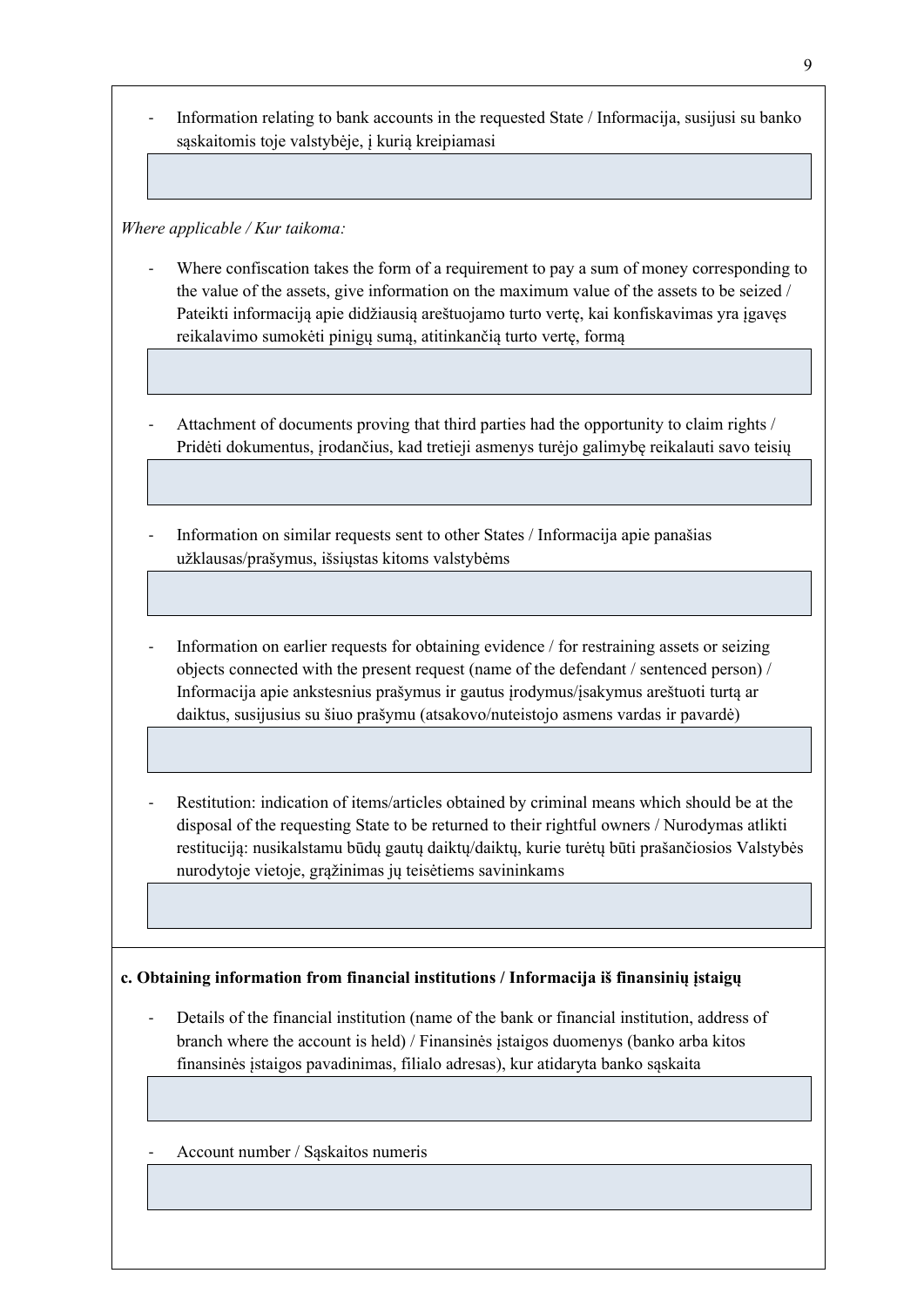- Information relating to bank accounts in the requested State / Informacija, susijusi su banko sąskaitomis toje valstybėje, į kurią kreipiamasi

*Where applicable / Kur taikoma:*

- Where confiscation takes the form of a requirement to pay a sum of money corresponding to the value of the assets, give information on the maximum value of the assets to be seized / Pateikti informaciją apie didžiausią areštuojamo turto vertę, kai konfiskavimas yra įgavęs reikalavimo sumokėti pinigų sumą, atitinkančią turto vertę, formą

- Attachment of documents proving that third parties had the opportunity to claim rights / Pridėti dokumentus, įrodančius, kad tretieji asmenys turėjo galimybę reikalauti savo teisių

- Information on similar requests sent to other States / Informacija apie panašias užklausas/prašymus, išsiųstas kitoms valstybėms

- Information on earlier requests for obtaining evidence / for restraining assets or seizing objects connected with the present request (name of the defendant / sentenced person) / Informacija apie ankstesnius prašymus ir gautus įrodymus/įsakymus areštuoti turtą ar daiktus, susijusius su šiuo prašymu (atsakovo/nuteistojo asmens vardas ir pavardė)

- Restitution: indication of items/articles obtained by criminal means which should be at the disposal of the requesting State to be returned to their rightful owners / Nurodymas atlikti restituciją: nusikalstamu būdų gautų daiktų/daiktų, kurie turėtų būti prašančiosios Valstybės nurodytoje vietoje, grąžinimas jų teisėtiems savininkams

**c. Obtaining information from financial institutions / Informacija iš finansinių įstaigų**

- Details of the financial institution (name of the bank or financial institution, address of branch where the account is held) / Finansinės įstaigos duomenys (banko arba kitos finansinės įstaigos pavadinimas, filialo adresas), kur atidaryta banko sąskaita

- Account number / Sąskaitos numeris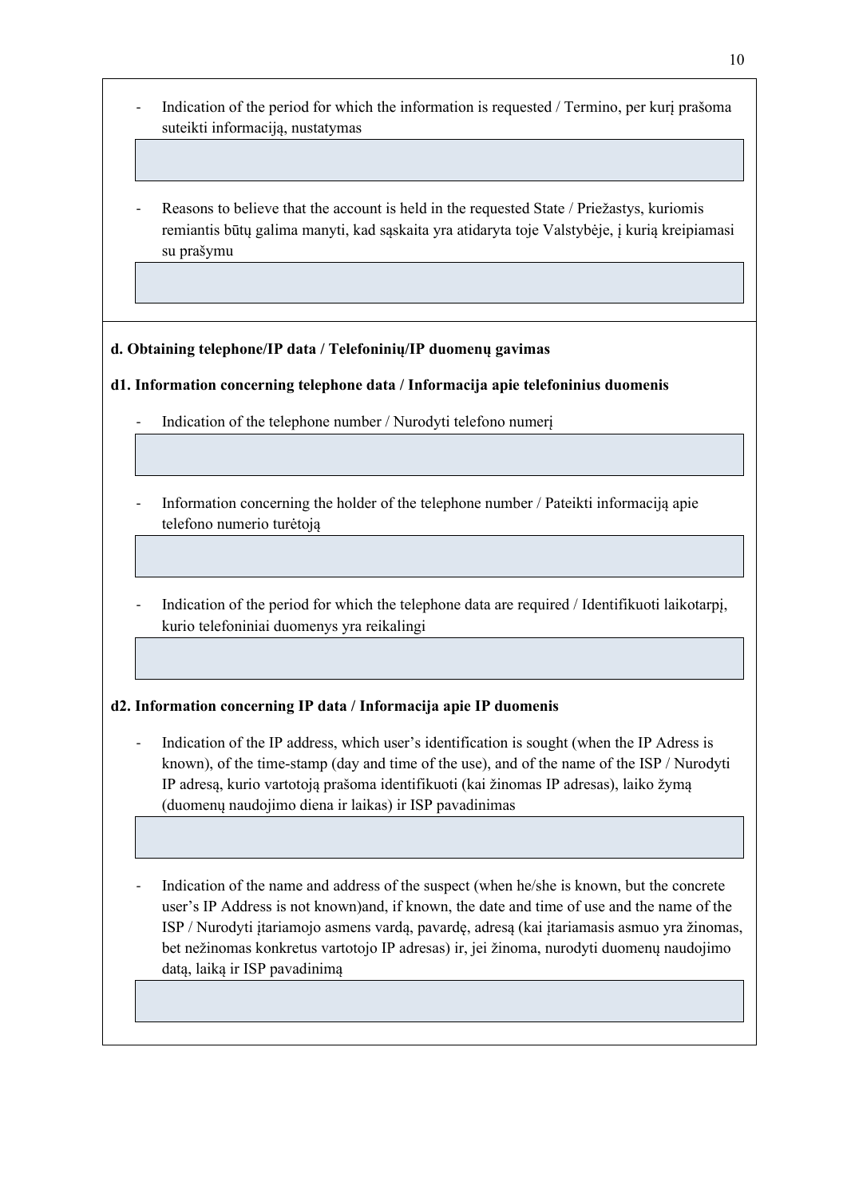- Indication of the period for which the information is requested / Termino, per kurį prašoma suteikti informaciją, nustatymas

- Reasons to believe that the account is held in the requested State / Priežastys, kuriomis remiantis būtų galima manyti, kad sąskaita yra atidaryta toje Valstybėje, į kurią kreipiamasi su prašymu

**d. Obtaining telephone/IP data / Telefoninių/IP duomenų gavimas**

**d1. Information concerning telephone data / Informacija apie telefoninius duomenis**

- Indication of the telephone number / Nurodyti telefono numerį

- Information concerning the holder of the telephone number / Pateikti informaciją apie telefono numerio turėtoją

- Indication of the period for which the telephone data are required / Identifikuoti laikotarpį, kurio telefoniniai duomenys yra reikalingi

**d2. Information concerning IP data / Informacija apie IP duomenis**

- Indication of the IP address, which user's identification is sought (when the IP Adress is known), of the time-stamp (day and time of the use), and of the name of the ISP / Nurodyti IP adresą, kurio vartotoją prašoma identifikuoti (kai žinomas IP adresas), laiko žymą (duomenų naudojimo diena ir laikas) ir ISP pavadinimas

- Indication of the name and address of the suspect (when he/she is known, but the concrete user's IP Address is not known)and, if known, the date and time of use and the name of the ISP / Nurodyti įtariamojo asmens vardą, pavardę, adresą (kai įtariamasis asmuo yra žinomas, bet nežinomas konkretus vartotojo IP adresas) ir, jei žinoma, nurodyti duomenų naudojimo datą, laiką ir ISP pavadinimą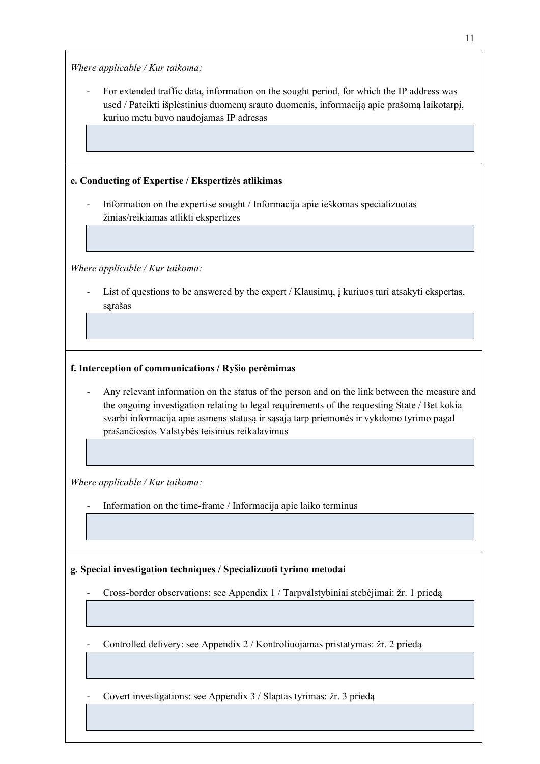*Where applicable / Kur taikoma:*

- For extended traffic data, information on the sought period, for which the IP address was used / Pateikti išplėstinius duomenų srauto duomenis, informaciją apie prašomą laikotarpį, kuriuo metu buvo naudojamas IP adresas

**e. Conducting of Expertise / Ekspertizės atlikimas**

- Information on the expertise sought / Informacija apie ieškomas specializuotas žinias/reikiamas atlikti ekspertizes

*Where applicable / Kur taikoma:*

- List of questions to be answered by the expert / Klausimų, į kuriuos turi atsakyti ekspertas, sąrašas

**f. Interception of communications / Ryšio perėmimas**

- Any relevant information on the status of the person and on the link between the measure and the ongoing investigation relating to legal requirements of the requesting State / Bet kokia svarbi informacija apie asmens statusą ir sąsają tarp priemonės ir vykdomo tyrimo pagal prašančiosios Valstybės teisinius reikalavimus

*Where applicable / Kur taikoma:*

- Information on the time-frame / Informacija apie laiko terminus

**g. Special investigation techniques / Specializuoti tyrimo metodai**

- Cross-border observations: see Appendix 1 / Tarpvalstybiniai stebėjimai: žr. 1 priedą

- Controlled delivery: see Appendix 2 / Kontroliuojamas pristatymas: žr. 2 priedą

- Covert investigations: see Appendix 3 / Slaptas tyrimas: žr. 3 priedą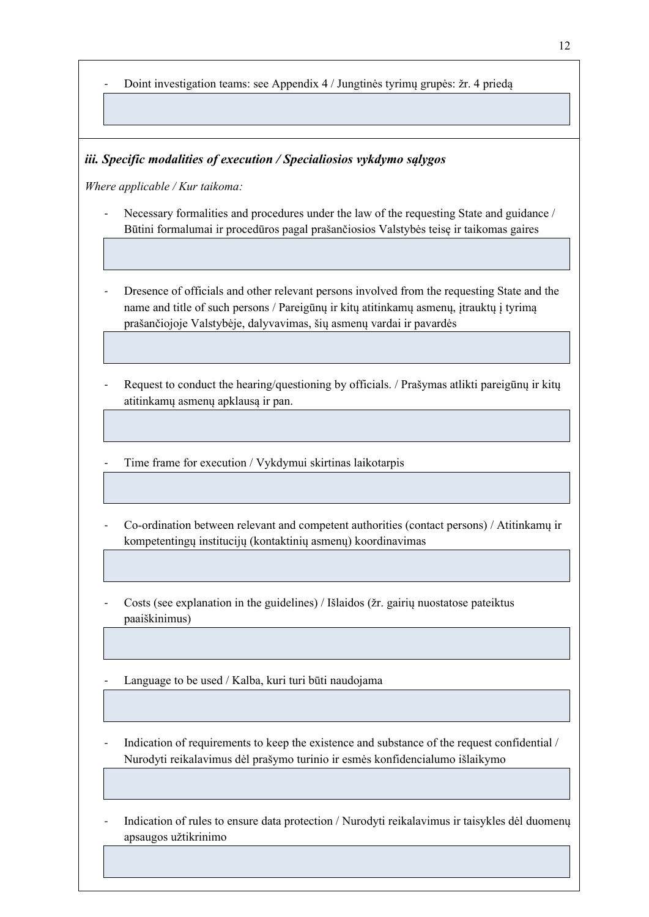- Doint investigation teams: see Appendix 4 / Jungtinės tyrimų grupės: žr. 4 priedą

### *iii. Specific modalities of execution / Specialiosios vykdymo sąlygos*

*Where applicable / Kur taikoma:*

- Necessary formalities and procedures under the law of the requesting State and guidance / Būtini formalumai ir procedūros pagal prašančiosios Valstybės teisę ir taikomas gaires

- Dresence of officials and other relevant persons involved from the requesting State and the name and title of such persons / Pareigūnų ir kitų atitinkamų asmenų, įtrauktų į tyrimą prašančiojoje Valstybėje, dalyvavimas, šių asmenų vardai ir pavardės

- Request to conduct the hearing/questioning by officials. / Prašymas atlikti pareigūnų ir kitų atitinkamų asmenų apklausą ir pan.

- Time frame for execution / Vykdymui skirtinas laikotarpis

- Co-ordination between relevant and competent authorities (contact persons) / Atitinkamų ir kompetentingų institucijų (kontaktinių asmenų) koordinavimas

- Costs (see explanation in the guidelines) / Išlaidos (žr. gairių nuostatose pateiktus paaiškinimus)

- Language to be used / Kalba, kuri turi būti naudojama

- Indication of requirements to keep the existence and substance of the request confidential / Nurodyti reikalavimus dėl prašymo turinio ir esmės konfidencialumo išlaikymo

- Indication of rules to ensure data protection / Nurodyti reikalavimus ir taisykles dėl duomenų apsaugos užtikrinimo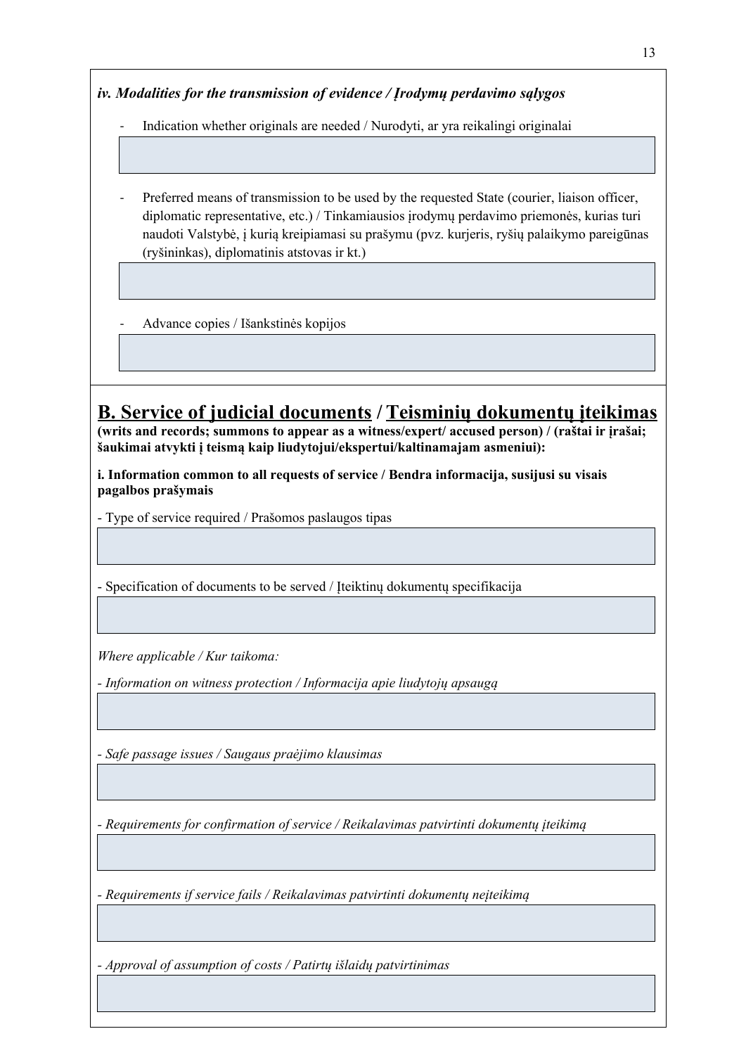***iv. Modalities for the transmission of evidence / Įrodymų perdavimo sąlygos***

- Indication whether originals are needed / Nurodyti, ar yra reikalingi originalai

- Preferred means of transmission to be used by the requested State (courier, liaison officer, diplomatic representative, etc.) / Tinkamiausios įrodymų perdavimo priemonės, kurias turi naudoti Valstybė, į kurią kreipiamasi su prašymu (pvz. kurjeris, ryšių palaikymo pareigūnas (ryšininkas), diplomatinis atstovas ir kt.)

- Advance copies / Išankstinės kopijos

## B. Service of judicial documents / Teisminių dokumentų įteikimas

**(writs and records; summons to appear as a witness/expert/ accused person) / (raštai ir įrašai; šaukimai atvykti į teismą kaip liudytojui/ekspertui/kaltinamajam asmeniui):**

**i. Information common to all requests of service / Bendra informacija, susijusi su visais pagalbos prašymais**

- Type of service required / Prašomos paslaugos tipas

- Specification of documents to be served / Įteiktinų dokumentų specifikacija

*Where applicable / Kur taikoma:*

*- Information on witness protection / Informacija apie liudytojų apsaugą*

*- Safe passage issues / Saugaus praėjimo klausimas*

*- Requirements for confirmation of service / Reikalavimas patvirtinti dokumentų įteikimą*

*- Requirements if service fails / Reikalavimas patvirtinti dokumentų neįteikimą*

*- Approval of assumption of costs / Patirtų išlaidų patvirtinimas*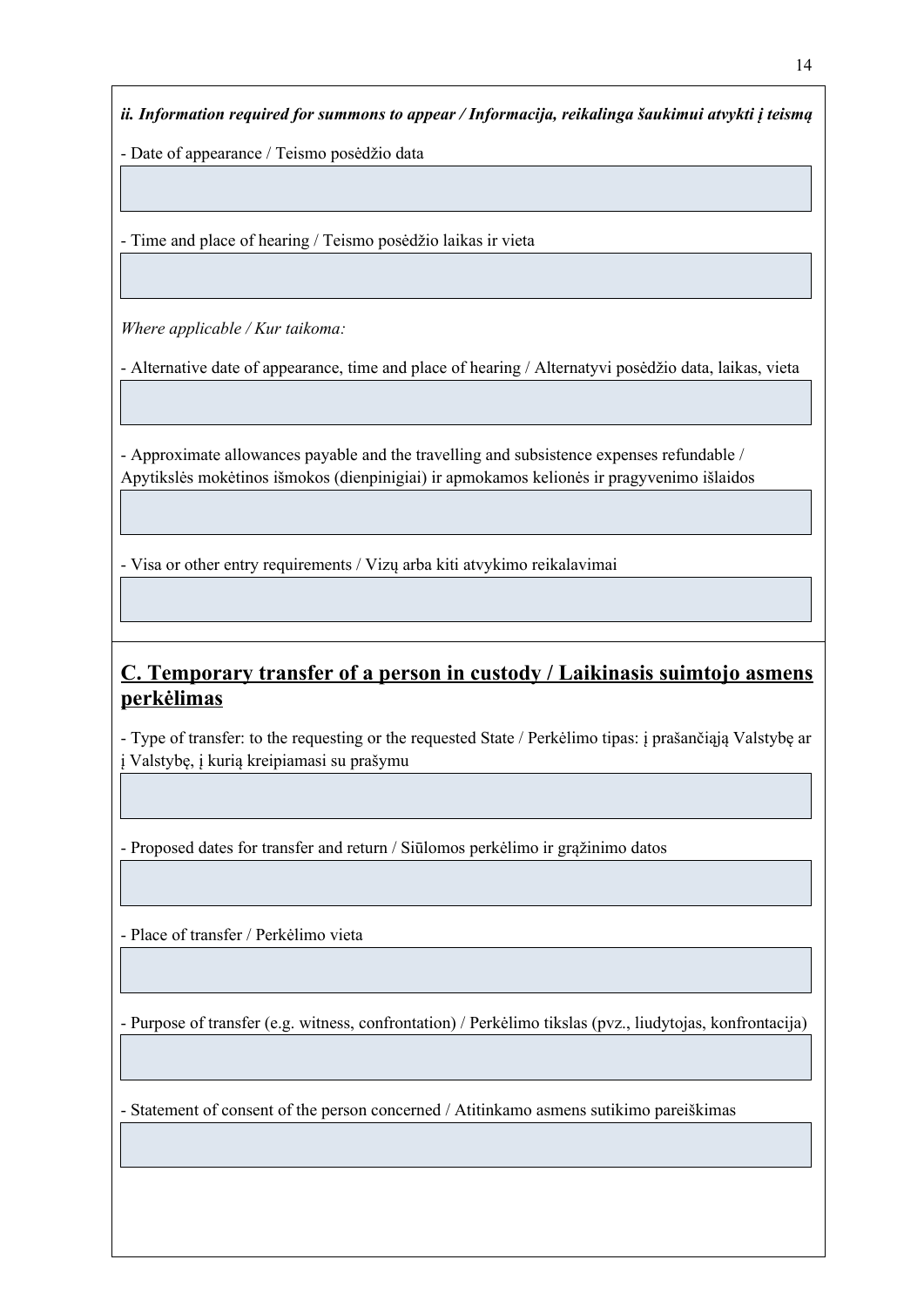***ii. Information required for summons to appear / Informacija, reikalinga šaukimui atvykti į teismą***

- Date of appearance / Teismo posėdžio data

- Time and place of hearing / Teismo posėdžio laikas ir vieta

*Where applicable / Kur taikoma:*

- Alternative date of appearance, time and place of hearing / Alternatyvi posėdžio data, laikas, vieta

- Approximate allowances payable and the travelling and subsistence expenses refundable / Apytikslės mokėtinos išmokos (dienpinigiai) ir apmokamos kelionės ir pragyvenimo išlaidos

- Visa or other entry requirements / Vizų arba kiti atvykimo reikalavimai

## C. Temporary transfer of a person in custody / Laikinasis suimtojo asmens perkėlimas

- Type of transfer: to the requesting or the requested State / Perkėlimo tipas: į prašančiąją Valstybę ar į Valstybę, į kurią kreipiamasi su prašymu

- Proposed dates for transfer and return / Siūlomos perkėlimo ir grąžinimo datos

- Place of transfer / Perkėlimo vieta

- Purpose of transfer (e.g. witness, confrontation) / Perkėlimo tikslas (pvz., liudytojas, konfrontacija)

- Statement of consent of the person concerned / Atitinkamo asmens sutikimo pareiškimas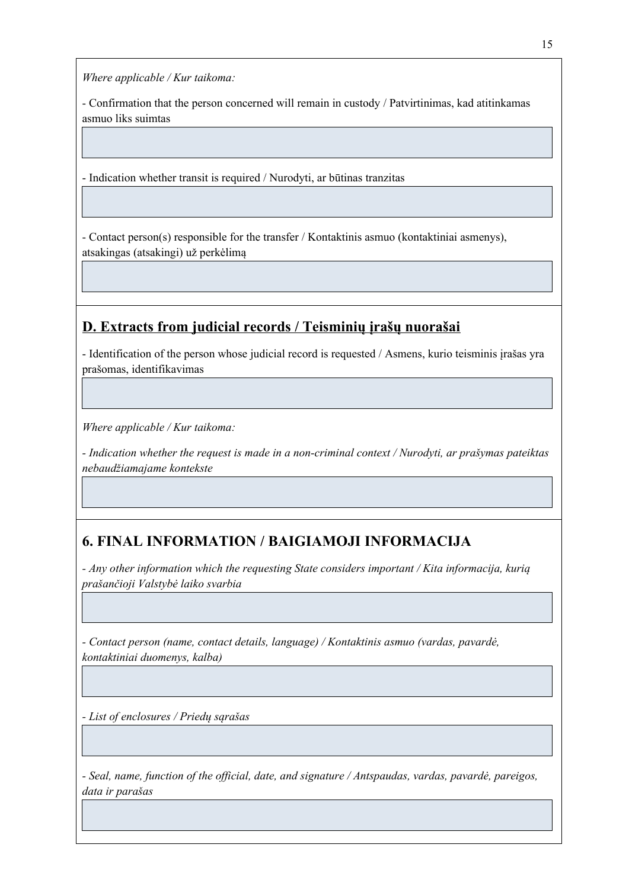*Where applicable / Kur taikoma:*

- Confirmation that the person concerned will remain in custody / Patvirtinimas, kad atitinkamas asmuo liks suimtas

- Indication whether transit is required / Nurodyti, ar būtinas tranzitas

- Contact person(s) responsible for the transfer / Kontaktinis asmuo (kontaktiniai asmenys), atsakingas (atsakingi) už perkėlimą

## <u>D. Extracts from judicial records / Teisminių įrašų nuorašai</u>

- Identification of the person whose judicial record is requested / Asmens, kurio teisminis įrašas yra prašomas, identifikavimas

*Where applicable / Kur taikoma:*

*- Indication whether the request is made in a non-criminal context / Nurodyti, ar prašymas pateiktas nebaudžiamajame kontekste*

## 6. FINAL INFORMATION / BAIGIAMOJI INFORMACIJA

*- Any other information which the requesting State considers important / Kita informacija, kurią prašančioji Valstybė laiko svarbia*

*- Contact person (name, contact details, language) / Kontaktinis asmuo (vardas, pavardė, kontaktiniai duomenys, kalba)*

*- List of enclosures / Priedų sąrašas*

*- Seal, name, function of the official, date, and signature / Antspaudas, vardas, pavardė, pareigos, data ir parašas*